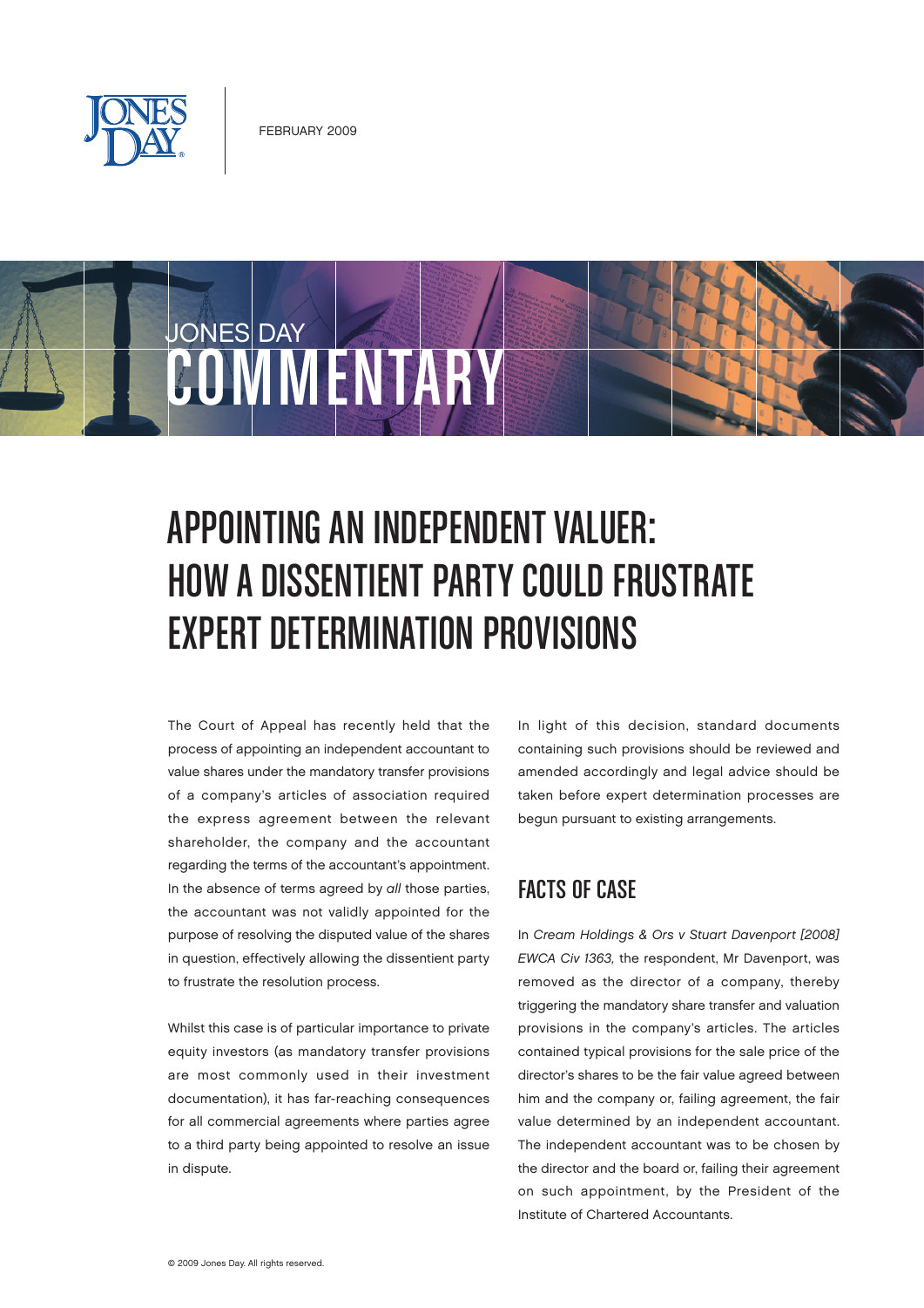FEBRUARY 2009

JONES DAY
COMMENTARY

# APPOINTING AN INDEPENDENT VALUER: HOW A DISSENTIENT PARTY COULD FRUSTRATE EXPERT DETERMINATION PROVISIONS

The Court of Appeal has recently held that the process of appointing an independent accountant to value shares under the mandatory transfer provisions of a company's articles of association required the express agreement between the relevant shareholder, the company and the accountant regarding the terms of the accountant's appointment. In the absence of terms agreed by *all* those parties, the accountant was not validly appointed for the purpose of resolving the disputed value of the shares in question, effectively allowing the dissentient party to frustrate the resolution process.

Whilst this case is of particular importance to private equity investors (as mandatory transfer provisions are most commonly used in their investment documentation), it has far-reaching consequences for all commercial agreements where parties agree to a third party being appointed to resolve an issue in dispute.

In light of this decision, standard documents containing such provisions should be reviewed and amended accordingly and legal advice should be taken before expert determination processes are begun pursuant to existing arrangements.

## FACTS OF CASE

In *Cream Holdings & Ors v Stuart Davenport [2008] EWCA Civ 1363,* the respondent, Mr Davenport, was removed as the director of a company, thereby triggering the mandatory share transfer and valuation provisions in the company's articles. The articles contained typical provisions for the sale price of the director's shares to be the fair value agreed between him and the company or, failing agreement, the fair value determined by an independent accountant. The independent accountant was to be chosen by the director and the board or, failing their agreement on such appointment, by the President of the Institute of Chartered Accountants.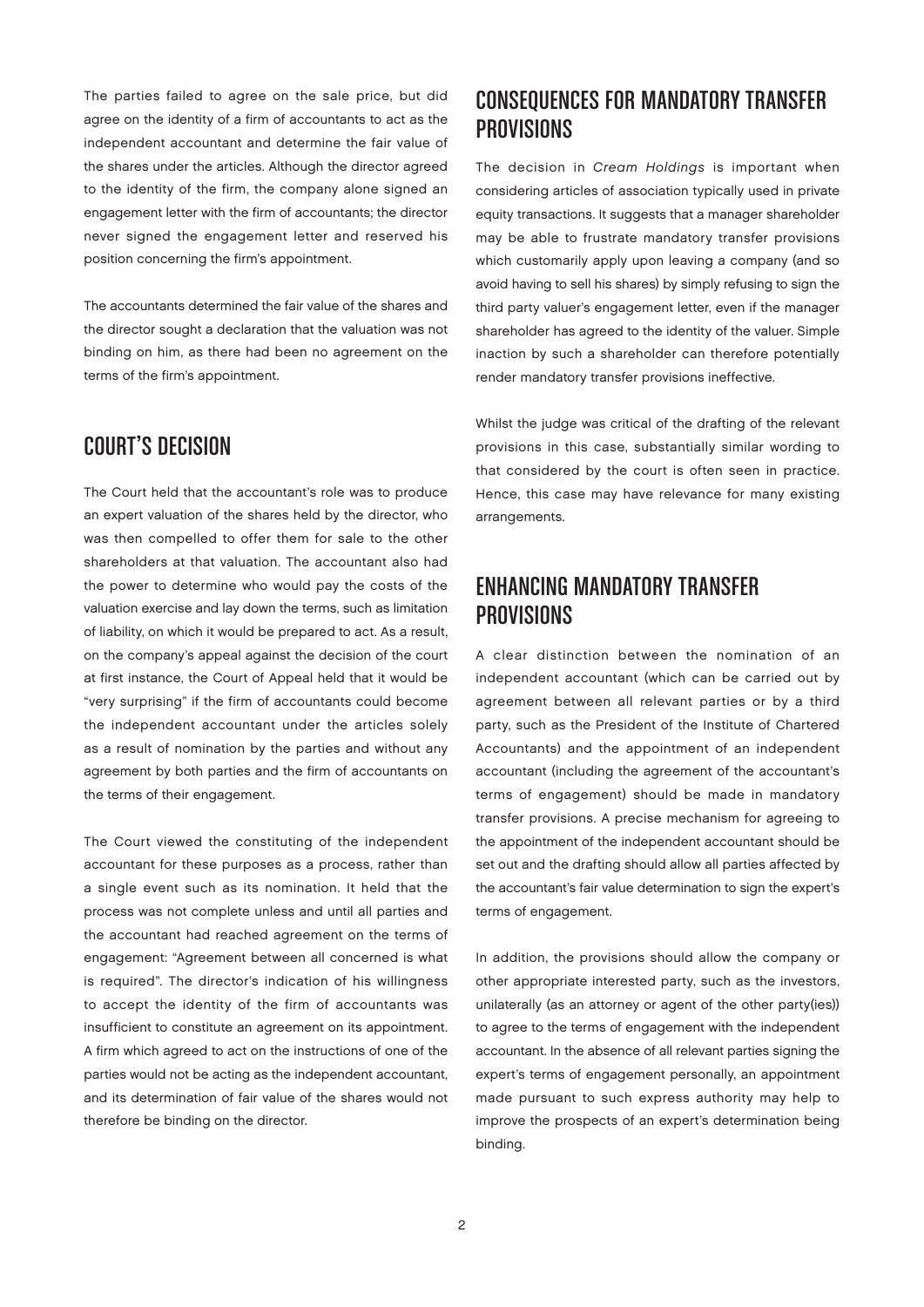The parties failed to agree on the sale price, but did agree on the identity of a firm of accountants to act as the independent accountant and determine the fair value of the shares under the articles. Although the director agreed to the identity of the firm, the company alone signed an engagement letter with the firm of accountants; the director never signed the engagement letter and reserved his position concerning the firm's appointment.

The accountants determined the fair value of the shares and the director sought a declaration that the valuation was not binding on him, as there had been no agreement on the terms of the firm's appointment.

## COURT'S DECISION

The Court held that the accountant's role was to produce an expert valuation of the shares held by the director, who was then compelled to offer them for sale to the other shareholders at that valuation. The accountant also had the power to determine who would pay the costs of the valuation exercise and lay down the terms, such as limitation of liability, on which it would be prepared to act. As a result, on the company's appeal against the decision of the court at first instance, the Court of Appeal held that it would be "very surprising" if the firm of accountants could become the independent accountant under the articles solely as a result of nomination by the parties and without any agreement by both parties and the firm of accountants on the terms of their engagement.

The Court viewed the constituting of the independent accountant for these purposes as a process, rather than a single event such as its nomination. It held that the process was not complete unless and until all parties and the accountant had reached agreement on the terms of engagement: "Agreement between all concerned is what is required". The director's indication of his willingness to accept the identity of the firm of accountants was insufficient to constitute an agreement on its appointment. A firm which agreed to act on the instructions of one of the parties would not be acting as the independent accountant, and its determination of fair value of the shares would not therefore be binding on the director.

## CONSEQUENCES FOR MANDATORY TRANSFER PROVISIONS

The decision in *Cream Holdings* is important when considering articles of association typically used in private equity transactions. It suggests that a manager shareholder may be able to frustrate mandatory transfer provisions which customarily apply upon leaving a company (and so avoid having to sell his shares) by simply refusing to sign the third party valuer's engagement letter, even if the manager shareholder has agreed to the identity of the valuer. Simple inaction by such a shareholder can therefore potentially render mandatory transfer provisions ineffective.

Whilst the judge was critical of the drafting of the relevant provisions in this case, substantially similar wording to that considered by the court is often seen in practice. Hence, this case may have relevance for many existing arrangements.

## ENHANCING MANDATORY TRANSFER PROVISIONS

A clear distinction between the nomination of an independent accountant (which can be carried out by agreement between all relevant parties or by a third party, such as the President of the Institute of Chartered Accountants) and the appointment of an independent accountant (including the agreement of the accountant's terms of engagement) should be made in mandatory transfer provisions. A precise mechanism for agreeing to the appointment of the independent accountant should be set out and the drafting should allow all parties affected by the accountant's fair value determination to sign the expert's terms of engagement.

In addition, the provisions should allow the company or other appropriate interested party, such as the investors, unilaterally (as an attorney or agent of the other party(ies)) to agree to the terms of engagement with the independent accountant. In the absence of all relevant parties signing the expert's terms of engagement personally, an appointment made pursuant to such express authority may help to improve the prospects of an expert's determination being binding.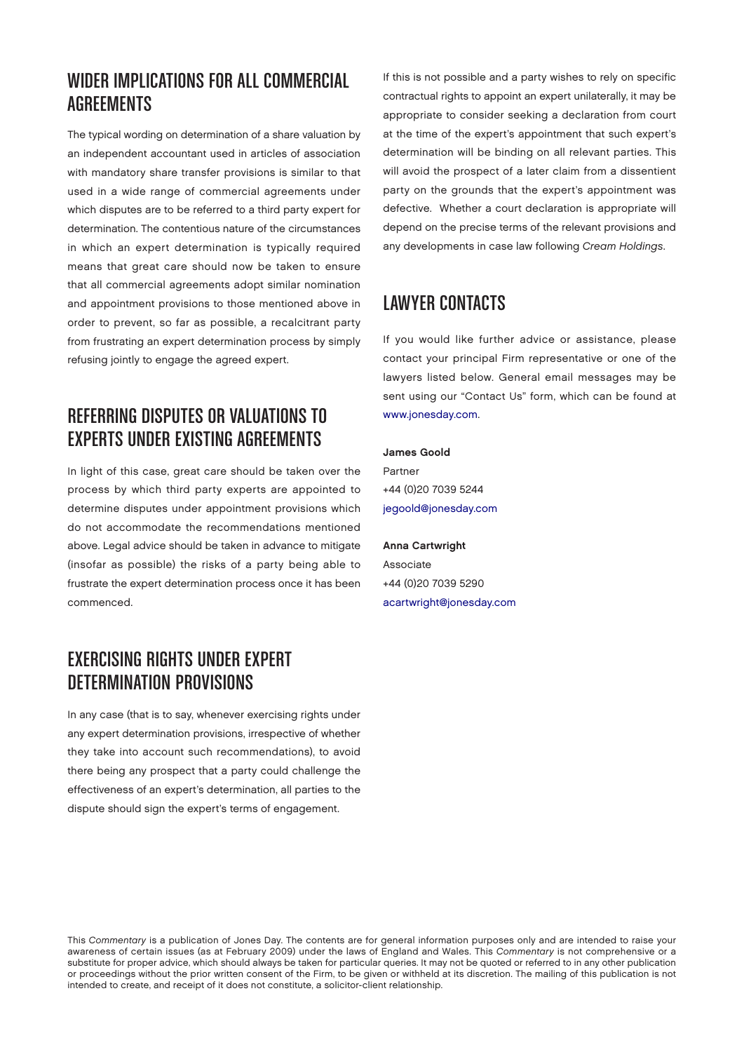## WIDER IMPLICATIONS FOR ALL COMMERCIAL AGREEMENTS

The typical wording on determination of a share valuation by an independent accountant used in articles of association with mandatory share transfer provisions is similar to that used in a wide range of commercial agreements under which disputes are to be referred to a third party expert for determination. The contentious nature of the circumstances in which an expert determination is typically required means that great care should now be taken to ensure that all commercial agreements adopt similar nomination and appointment provisions to those mentioned above in order to prevent, so far as possible, a recalcitrant party from frustrating an expert determination process by simply refusing jointly to engage the agreed expert.

## REFERRING DISPUTES OR VALUATIONS TO EXPERTS UNDER EXISTING AGREEMENTS

In light of this case, great care should be taken over the process by which third party experts are appointed to determine disputes under appointment provisions which do not accommodate the recommendations mentioned above. Legal advice should be taken in advance to mitigate (insofar as possible) the risks of a party being able to frustrate the expert determination process once it has been commenced.

## EXERCISING RIGHTS UNDER EXPERT DETERMINATION PROVISIONS

In any case (that is to say, whenever exercising rights under any expert determination provisions, irrespective of whether they take into account such recommendations), to avoid there being any prospect that a party could challenge the effectiveness of an expert's determination, all parties to the dispute should sign the expert's terms of engagement.

If this is not possible and a party wishes to rely on specific contractual rights to appoint an expert unilaterally, it may be appropriate to consider seeking a declaration from court at the time of the expert's appointment that such expert's determination will be binding on all relevant parties. This will avoid the prospect of a later claim from a dissentient party on the grounds that the expert's appointment was defective. Whether a court declaration is appropriate will depend on the precise terms of the relevant provisions and any developments in case law following *Cream Holdings*.

## LAWYER CONTACTS

If you would like further advice or assistance, please contact your principal Firm representative or one of the lawyers listed below. General email messages may be sent using our "Contact Us" form, which can be found at www.jonesday.com.

**James Goold**
Partner
+44 (0)20 7039 5244
jegoold@jonesday.com

**Anna Cartwright**
Associate
+44 (0)20 7039 5290
acartwright@jonesday.com

This *Commentary* is a publication of Jones Day. The contents are for general information purposes only and are intended to raise your awareness of certain issues (as at February 2009) under the laws of England and Wales. This *Commentary* is not comprehensive or a substitute for proper advice, which should always be taken for particular queries. It may not be quoted or referred to in any other publication or proceedings without the prior written consent of the Firm, to be given or withheld at its discretion. The mailing of this publication is not intended to create, and receipt of it does not constitute, a solicitor-client relationship.